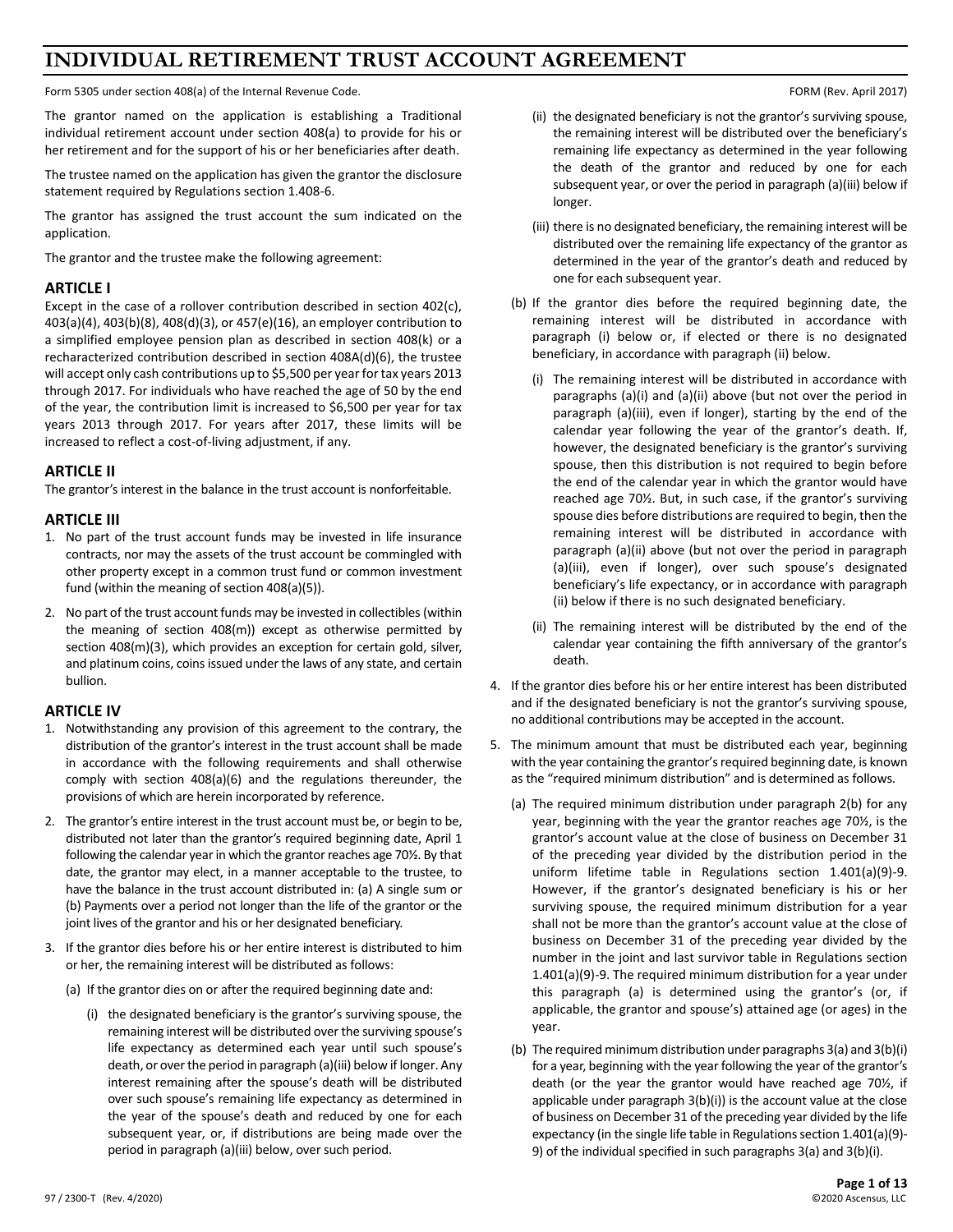# INDIVIDUAL RETIREMENT TRUST ACCOUNT AGREEMENT

Form 5305 under section 408(a) of the Internal Revenue Code. FORM (Rev. April 2017)

The grantor named on the application is establishing a Traditional individual retirement account under section 408(a) to provide for his or her retirement and for the support of his or her beneficiaries after death.

The trustee named on the application has given the grantor the disclosure statement required by Regulations section 1.408-6.

The grantor has assigned the trust account the sum indicated on the application.

The grantor and the trustee make the following agreement:

## ARTICLE I

Except in the case of a rollover contribution described in section 402(c), 403(a)(4), 403(b)(8), 408(d)(3), or 457(e)(16), an employer contribution to a simplified employee pension plan as described in section 408(k) or a recharacterized contribution described in section 408A(d)(6), the trustee will accept only cash contributions up to $5,500 per year for tax years 2013 through 2017. For individuals who have reached the age of 50 by the end of the year, the contribution limit is increased to $6,500 per year for tax years 2013 through 2017. For years after 2017, these limits will be increased to reflect a cost-of-living adjustment, if any.

## ARTICLE II

The grantor's interest in the balance in the trust account is nonforfeitable.

## ARTICLE III

1. No part of the trust account funds may be invested in life insurance contracts, nor may the assets of the trust account be commingled with other property except in a common trust fund or common investment fund (within the meaning of section 408(a)(5)).
2. No part of the trust account funds may be invested in collectibles (within the meaning of section 408(m)) except as otherwise permitted by section 408(m)(3), which provides an exception for certain gold, silver, and platinum coins, coins issued under the laws of any state, and certain bullion.

## ARTICLE IV

1. Notwithstanding any provision of this agreement to the contrary, the distribution of the grantor's interest in the trust account shall be made in accordance with the following requirements and shall otherwise comply with section 408(a)(6) and the regulations thereunder, the provisions of which are herein incorporated by reference.
2. The grantor's entire interest in the trust account must be, or begin to be, distributed not later than the grantor's required beginning date, April 1 following the calendar year in which the grantor reaches age 70½. By that date, the grantor may elect, in a manner acceptable to the trustee, to have the balance in the trust account distributed in: (a) A single sum or (b) Payments over a period not longer than the life of the grantor or the joint lives of the grantor and his or her designated beneficiary.
3. If the grantor dies before his or her entire interest is distributed to him or her, the remaining interest will be distributed as follows:
   - (a) If the grantor dies on or after the required beginning date and:
     - (i) the designated beneficiary is the grantor's surviving spouse, the remaining interest will be distributed over the surviving spouse's life expectancy as determined each year until such spouse's death, or over the period in paragraph (a)(iii) below if longer. Any interest remaining after the spouse's death will be distributed over such spouse's remaining life expectancy as determined in the year of the spouse's death and reduced by one for each subsequent year, or, if distributions are being made over the period in paragraph (a)(iii) below, over such period.
     - (ii) the designated beneficiary is not the grantor's surviving spouse, the remaining interest will be distributed over the beneficiary's remaining life expectancy as determined in the year following the death of the grantor and reduced by one for each subsequent year, or over the period in paragraph (a)(iii) below if longer.
     - (iii) there is no designated beneficiary, the remaining interest will be distributed over the remaining life expectancy of the grantor as determined in the year of the grantor's death and reduced by one for each subsequent year.
   - (b) If the grantor dies before the required beginning date, the remaining interest will be distributed in accordance with paragraph (i) below or, if elected or there is no designated beneficiary, in accordance with paragraph (ii) below.
     - (i) The remaining interest will be distributed in accordance with paragraphs (a)(i) and (a)(ii) above (but not over the period in paragraph (a)(iii), even if longer), starting by the end of the calendar year following the year of the grantor's death. If, however, the designated beneficiary is the grantor's surviving spouse, then this distribution is not required to begin before the end of the calendar year in which the grantor would have reached age 70½. But, in such case, if the grantor's surviving spouse dies before distributions are required to begin, then the remaining interest will be distributed in accordance with paragraph (a)(ii) above (but not over the period in paragraph (a)(iii), even if longer), over such spouse's designated beneficiary's life expectancy, or in accordance with paragraph (ii) below if there is no such designated beneficiary.
     - (ii) The remaining interest will be distributed by the end of the calendar year containing the fifth anniversary of the grantor's death.
4. If the grantor dies before his or her entire interest has been distributed and if the designated beneficiary is not the grantor's surviving spouse, no additional contributions may be accepted in the account.
5. The minimum amount that must be distributed each year, beginning with the year containing the grantor's required beginning date, is known as the "required minimum distribution" and is determined as follows.
   - (a) The required minimum distribution under paragraph 2(b) for any year, beginning with the year the grantor reaches age 70½, is the grantor's account value at the close of business on December 31 of the preceding year divided by the distribution period in the uniform lifetime table in Regulations section 1.401(a)(9)-9. However, if the grantor's designated beneficiary is his or her surviving spouse, the required minimum distribution for a year shall not be more than the grantor's account value at the close of business on December 31 of the preceding year divided by the number in the joint and last survivor table in Regulations section 1.401(a)(9)-9. The required minimum distribution for a year under this paragraph (a) is determined using the grantor's (or, if applicable, the grantor and spouse's) attained age (or ages) in the year.
   - (b) The required minimum distribution under paragraphs 3(a) and 3(b)(i) for a year, beginning with the year following the year of the grantor's death (or the year the grantor would have reached age 70½, if applicable under paragraph 3(b)(i)) is the account value at the close of business on December 31 of the preceding year divided by the life expectancy (in the single life table in Regulations section 1.401(a)(9)-9) of the individual specified in such paragraphs 3(a) and 3(b)(i).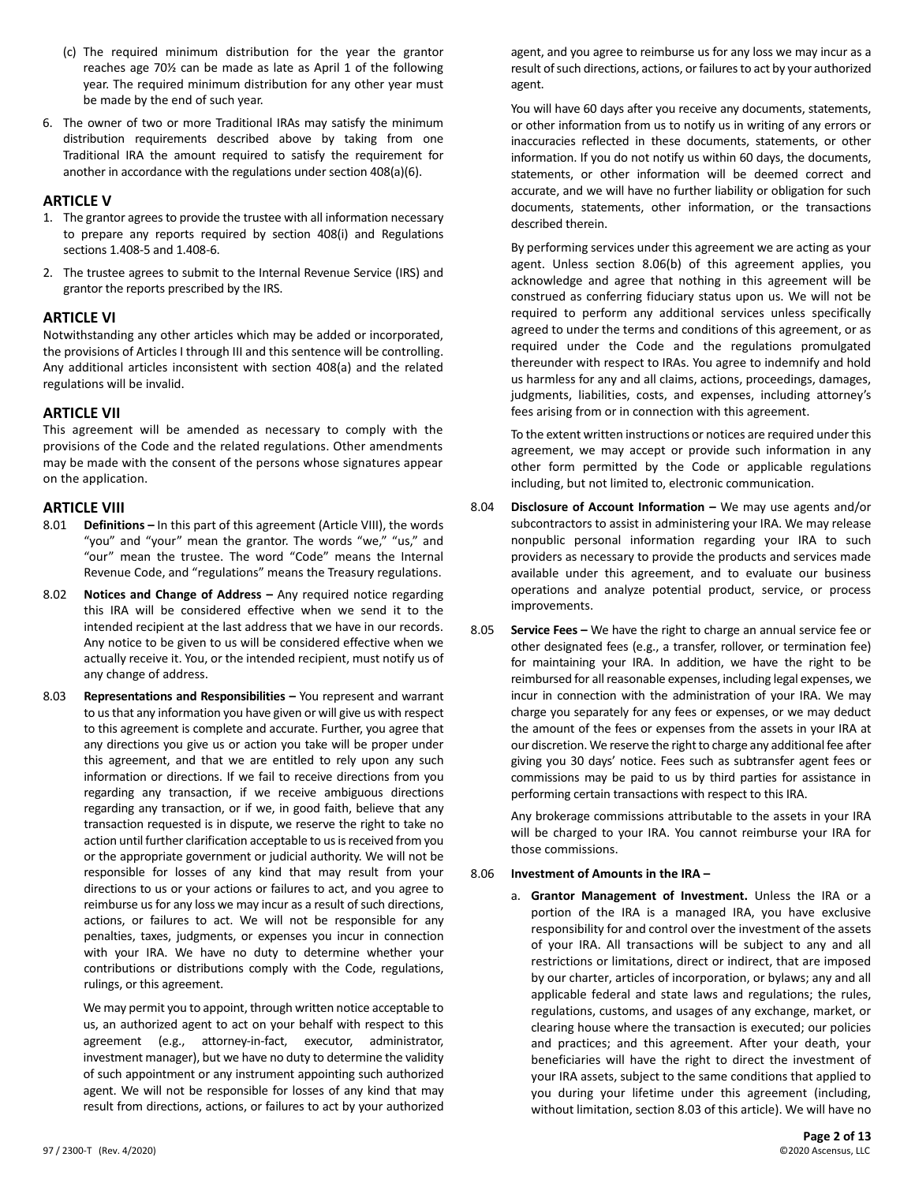(c) The required minimum distribution for the year the grantor reaches age 70½ can be made as late as April 1 of the following year. The required minimum distribution for any other year must be made by the end of such year.

6. The owner of two or more Traditional IRAs may satisfy the minimum distribution requirements described above by taking from one Traditional IRA the amount required to satisfy the requirement for another in accordance with the regulations under section 408(a)(6).

## ARTICLE V

1. The grantor agrees to provide the trustee with all information necessary to prepare any reports required by section 408(i) and Regulations sections 1.408-5 and 1.408-6.
2. The trustee agrees to submit to the Internal Revenue Service (IRS) and grantor the reports prescribed by the IRS.

## ARTICLE VI

Notwithstanding any other articles which may be added or incorporated, the provisions of Articles I through III and this sentence will be controlling. Any additional articles inconsistent with section 408(a) and the related regulations will be invalid.

## ARTICLE VII

This agreement will be amended as necessary to comply with the provisions of the Code and the related regulations. Other amendments may be made with the consent of the persons whose signatures appear on the application.

## ARTICLE VIII

8.01 **Definitions –** In this part of this agreement (Article VIII), the words "you" and "your" mean the grantor. The words "we," "us," and "our" mean the trustee. The word "Code" means the Internal Revenue Code, and "regulations" means the Treasury regulations.

8.02 **Notices and Change of Address –** Any required notice regarding this IRA will be considered effective when we send it to the intended recipient at the last address that we have in our records. Any notice to be given to us will be considered effective when we actually receive it. You, or the intended recipient, must notify us of any change of address.

8.03 **Representations and Responsibilities –** You represent and warrant to us that any information you have given or will give us with respect to this agreement is complete and accurate. Further, you agree that any directions you give us or action you take will be proper under this agreement, and that we are entitled to rely upon any such information or directions. If we fail to receive directions from you regarding any transaction, if we receive ambiguous directions regarding any transaction, or if we, in good faith, believe that any transaction requested is in dispute, we reserve the right to take no action until further clarification acceptable to us is received from you or the appropriate government or judicial authority. We will not be responsible for losses of any kind that may result from your directions to us or your actions or failures to act, and you agree to reimburse us for any loss we may incur as a result of such directions, actions, or failures to act. We will not be responsible for any penalties, taxes, judgments, or expenses you incur in connection with your IRA. We have no duty to determine whether your contributions or distributions comply with the Code, regulations, rulings, or this agreement.

We may permit you to appoint, through written notice acceptable to us, an authorized agent to act on your behalf with respect to this agreement (e.g., attorney-in-fact, executor, administrator, investment manager), but we have no duty to determine the validity of such appointment or any instrument appointing such authorized agent. We will not be responsible for losses of any kind that may result from directions, actions, or failures to act by your authorized agent, and you agree to reimburse us for any loss we may incur as a result of such directions, actions, or failures to act by your authorized agent.

You will have 60 days after you receive any documents, statements, or other information from us to notify us in writing of any errors or inaccuracies reflected in these documents, statements, or other information. If you do not notify us within 60 days, the documents, statements, or other information will be deemed correct and accurate, and we will have no further liability or obligation for such documents, statements, other information, or the transactions described therein.

By performing services under this agreement we are acting as your agent. Unless section 8.06(b) of this agreement applies, you acknowledge and agree that nothing in this agreement will be construed as conferring fiduciary status upon us. We will not be required to perform any additional services unless specifically agreed to under the terms and conditions of this agreement, or as required under the Code and the regulations promulgated thereunder with respect to IRAs. You agree to indemnify and hold us harmless for any and all claims, actions, proceedings, damages, judgments, liabilities, costs, and expenses, including attorney's fees arising from or in connection with this agreement.

To the extent written instructions or notices are required under this agreement, we may accept or provide such information in any other form permitted by the Code or applicable regulations including, but not limited to, electronic communication.

8.04 **Disclosure of Account Information –** We may use agents and/or subcontractors to assist in administering your IRA. We may release nonpublic personal information regarding your IRA to such providers as necessary to provide the products and services made available under this agreement, and to evaluate our business operations and analyze potential product, service, or process improvements.

8.05 **Service Fees –** We have the right to charge an annual service fee or other designated fees (e.g., a transfer, rollover, or termination fee) for maintaining your IRA. In addition, we have the right to be reimbursed for all reasonable expenses, including legal expenses, we incur in connection with the administration of your IRA. We may charge you separately for any fees or expenses, or we may deduct the amount of the fees or expenses from the assets in your IRA at our discretion. We reserve the right to charge any additional fee after giving you 30 days' notice. Fees such as subtransfer agent fees or commissions may be paid to us by third parties for assistance in performing certain transactions with respect to this IRA.

Any brokerage commissions attributable to the assets in your IRA will be charged to your IRA. You cannot reimburse your IRA for those commissions.

8.06 **Investment of Amounts in the IRA –**

a. **Grantor Management of Investment.** Unless the IRA or a portion of the IRA is a managed IRA, you have exclusive responsibility for and control over the investment of the assets of your IRA. All transactions will be subject to any and all restrictions or limitations, direct or indirect, that are imposed by our charter, articles of incorporation, or bylaws; any and all applicable federal and state laws and regulations; the rules, regulations, customs, and usages of any exchange, market, or clearing house where the transaction is executed; our policies and practices; and this agreement. After your death, your beneficiaries will have the right to direct the investment of your IRA assets, subject to the same conditions that applied to you during your lifetime under this agreement (including, without limitation, section 8.03 of this article). We will have no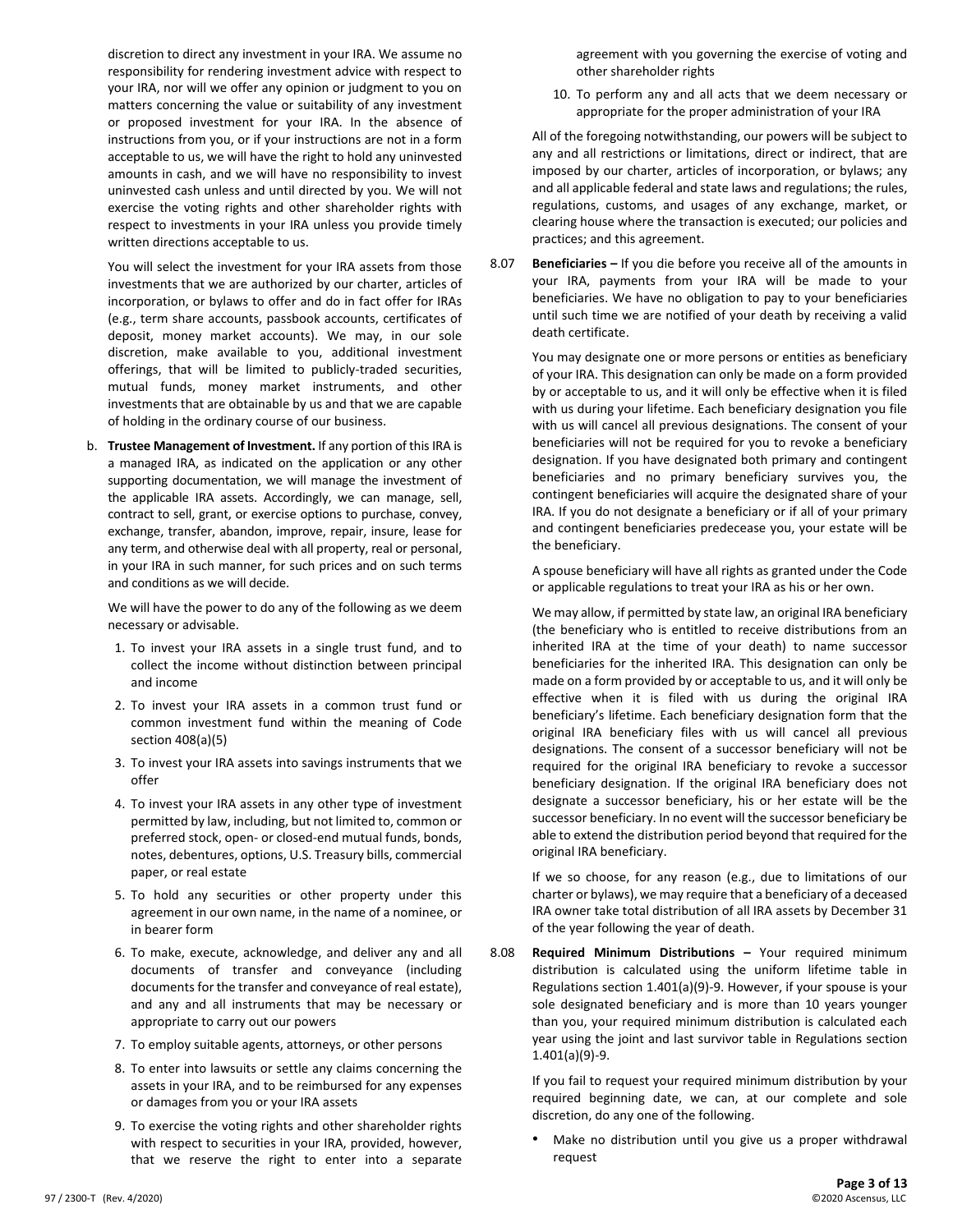discretion to direct any investment in your IRA. We assume no responsibility for rendering investment advice with respect to your IRA, nor will we offer any opinion or judgment to you on matters concerning the value or suitability of any investment or proposed investment for your IRA. In the absence of instructions from you, or if your instructions are not in a form acceptable to us, we will have the right to hold any uninvested amounts in cash, and we will have no responsibility to invest uninvested cash unless and until directed by you. We will not exercise the voting rights and other shareholder rights with respect to investments in your IRA unless you provide timely written directions acceptable to us.

You will select the investment for your IRA assets from those investments that we are authorized by our charter, articles of incorporation, or bylaws to offer and do in fact offer for IRAs (e.g., term share accounts, passbook accounts, certificates of deposit, money market accounts). We may, in our sole discretion, make available to you, additional investment offerings, that will be limited to publicly-traded securities, mutual funds, money market instruments, and other investments that are obtainable by us and that we are capable of holding in the ordinary course of our business.

b. **Trustee Management of Investment.** If any portion of this IRA is a managed IRA, as indicated on the application or any other supporting documentation, we will manage the investment of the applicable IRA assets. Accordingly, we can manage, sell, contract to sell, grant, or exercise options to purchase, convey, exchange, transfer, abandon, improve, repair, insure, lease for any term, and otherwise deal with all property, real or personal, in your IRA in such manner, for such prices and on such terms and conditions as we will decide.

We will have the power to do any of the following as we deem necessary or advisable.

1. To invest your IRA assets in a single trust fund, and to collect the income without distinction between principal and income
2. To invest your IRA assets in a common trust fund or common investment fund within the meaning of Code section 408(a)(5)
3. To invest your IRA assets into savings instruments that we offer
4. To invest your IRA assets in any other type of investment permitted by law, including, but not limited to, common or preferred stock, open- or closed-end mutual funds, bonds, notes, debentures, options, U.S. Treasury bills, commercial paper, or real estate
5. To hold any securities or other property under this agreement in our own name, in the name of a nominee, or in bearer form
6. To make, execute, acknowledge, and deliver any and all documents of transfer and conveyance (including documents for the transfer and conveyance of real estate), and any and all instruments that may be necessary or appropriate to carry out our powers
7. To employ suitable agents, attorneys, or other persons
8. To enter into lawsuits or settle any claims concerning the assets in your IRA, and to be reimbursed for any expenses or damages from you or your IRA assets
9. To exercise the voting rights and other shareholder rights with respect to securities in your IRA, provided, however, that we reserve the right to enter into a separate agreement with you governing the exercise of voting and other shareholder rights
10. To perform any and all acts that we deem necessary or appropriate for the proper administration of your IRA

All of the foregoing notwithstanding, our powers will be subject to any and all restrictions or limitations, direct or indirect, that are imposed by our charter, articles of incorporation, or bylaws; any and all applicable federal and state laws and regulations; the rules, regulations, customs, and usages of any exchange, market, or clearing house where the transaction is executed; our policies and practices; and this agreement.

8.07 **Beneficiaries –** If you die before you receive all of the amounts in your IRA, payments from your IRA will be made to your beneficiaries. We have no obligation to pay to your beneficiaries until such time we are notified of your death by receiving a valid death certificate.

You may designate one or more persons or entities as beneficiary of your IRA. This designation can only be made on a form provided by or acceptable to us, and it will only be effective when it is filed with us during your lifetime. Each beneficiary designation you file with us will cancel all previous designations. The consent of your beneficiaries will not be required for you to revoke a beneficiary designation. If you have designated both primary and contingent beneficiaries and no primary beneficiary survives you, the contingent beneficiaries will acquire the designated share of your IRA. If you do not designate a beneficiary or if all of your primary and contingent beneficiaries predecease you, your estate will be the beneficiary.

A spouse beneficiary will have all rights as granted under the Code or applicable regulations to treat your IRA as his or her own.

We may allow, if permitted by state law, an original IRA beneficiary (the beneficiary who is entitled to receive distributions from an inherited IRA at the time of your death) to name successor beneficiaries for the inherited IRA. This designation can only be made on a form provided by or acceptable to us, and it will only be effective when it is filed with us during the original IRA beneficiary's lifetime. Each beneficiary designation form that the original IRA beneficiary files with us will cancel all previous designations. The consent of a successor beneficiary will not be required for the original IRA beneficiary to revoke a successor beneficiary designation. If the original IRA beneficiary does not designate a successor beneficiary, his or her estate will be the successor beneficiary. In no event will the successor beneficiary be able to extend the distribution period beyond that required for the original IRA beneficiary.

If we so choose, for any reason (e.g., due to limitations of our charter or bylaws), we may require that a beneficiary of a deceased IRA owner take total distribution of all IRA assets by December 31 of the year following the year of death.

8.08 **Required Minimum Distributions –** Your required minimum distribution is calculated using the uniform lifetime table in Regulations section 1.401(a)(9)-9. However, if your spouse is your sole designated beneficiary and is more than 10 years younger than you, your required minimum distribution is calculated each year using the joint and last survivor table in Regulations section 1.401(a)(9)-9.

If you fail to request your required minimum distribution by your required beginning date, we can, at our complete and sole discretion, do any one of the following.

- Make no distribution until you give us a proper withdrawal request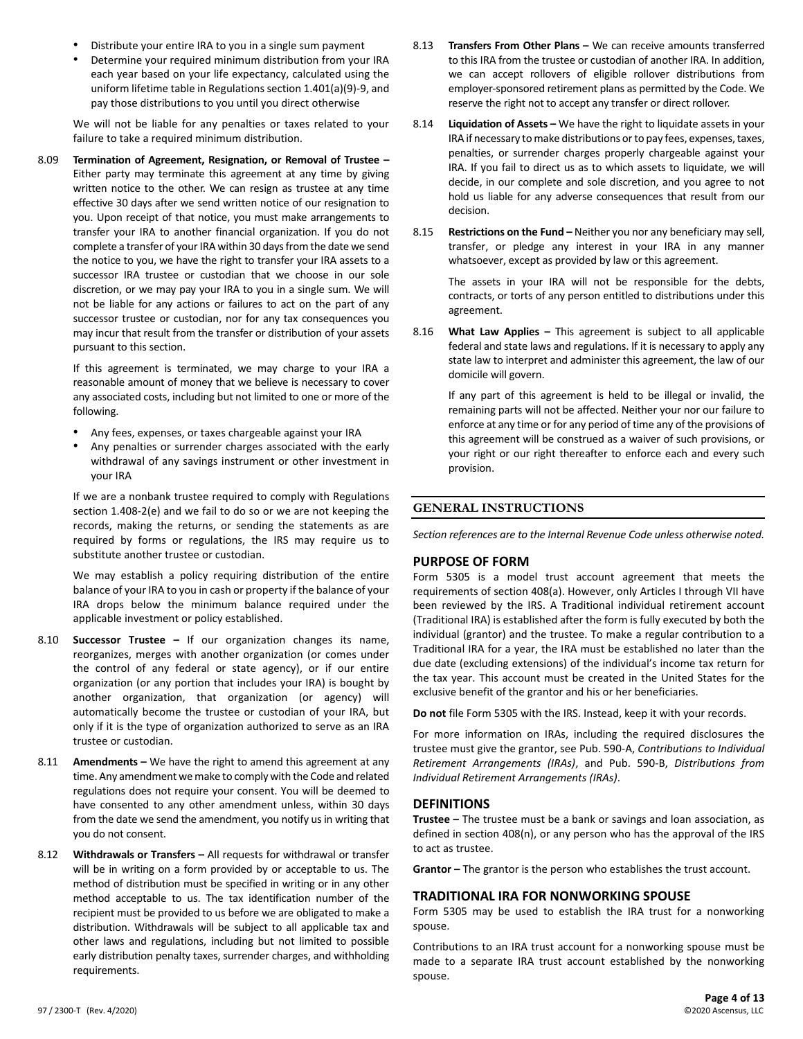- Distribute your entire IRA to you in a single sum payment
- Determine your required minimum distribution from your IRA each year based on your life expectancy, calculated using the uniform lifetime table in Regulations section 1.401(a)(9)-9, and pay those distributions to you until you direct otherwise

We will not be liable for any penalties or taxes related to your failure to take a required minimum distribution.

8.09 **Termination of Agreement, Resignation, or Removal of Trustee –** Either party may terminate this agreement at any time by giving written notice to the other. We can resign as trustee at any time effective 30 days after we send written notice of our resignation to you. Upon receipt of that notice, you must make arrangements to transfer your IRA to another financial organization. If you do not complete a transfer of your IRA within 30 days from the date we send the notice to you, we have the right to transfer your IRA assets to a successor IRA trustee or custodian that we choose in our sole discretion, or we may pay your IRA to you in a single sum. We will not be liable for any actions or failures to act on the part of any successor trustee or custodian, nor for any tax consequences you may incur that result from the transfer or distribution of your assets pursuant to this section.

If this agreement is terminated, we may charge to your IRA a reasonable amount of money that we believe is necessary to cover any associated costs, including but not limited to one or more of the following.

- Any fees, expenses, or taxes chargeable against your IRA
- Any penalties or surrender charges associated with the early withdrawal of any savings instrument or other investment in your IRA

If we are a nonbank trustee required to comply with Regulations section 1.408-2(e) and we fail to do so or we are not keeping the records, making the returns, or sending the statements as are required by forms or regulations, the IRS may require us to substitute another trustee or custodian.

We may establish a policy requiring distribution of the entire balance of your IRA to you in cash or property if the balance of your IRA drops below the minimum balance required under the applicable investment or policy established.

8.10 **Successor Trustee –** If our organization changes its name, reorganizes, merges with another organization (or comes under the control of any federal or state agency), or if our entire organization (or any portion that includes your IRA) is bought by another organization, that organization (or agency) will automatically become the trustee or custodian of your IRA, but only if it is the type of organization authorized to serve as an IRA trustee or custodian.

8.11 **Amendments –** We have the right to amend this agreement at any time. Any amendment we make to comply with the Code and related regulations does not require your consent. You will be deemed to have consented to any other amendment unless, within 30 days from the date we send the amendment, you notify us in writing that you do not consent.

8.12 **Withdrawals or Transfers –** All requests for withdrawal or transfer will be in writing on a form provided by or acceptable to us. The method of distribution must be specified in writing or in any other method acceptable to us. The tax identification number of the recipient must be provided to us before we are obligated to make a distribution. Withdrawals will be subject to all applicable tax and other laws and regulations, including but not limited to possible early distribution penalty taxes, surrender charges, and withholding requirements.

8.13 **Transfers From Other Plans –** We can receive amounts transferred to this IRA from the trustee or custodian of another IRA. In addition, we can accept rollovers of eligible rollover distributions from employer-sponsored retirement plans as permitted by the Code. We reserve the right not to accept any transfer or direct rollover.

8.14 **Liquidation of Assets –** We have the right to liquidate assets in your IRA if necessary to make distributions or to pay fees, expenses, taxes, penalties, or surrender charges properly chargeable against your IRA. If you fail to direct us as to which assets to liquidate, we will decide, in our complete and sole discretion, and you agree to not hold us liable for any adverse consequences that result from our decision.

8.15 **Restrictions on the Fund –** Neither you nor any beneficiary may sell, transfer, or pledge any interest in your IRA in any manner whatsoever, except as provided by law or this agreement.

The assets in your IRA will not be responsible for the debts, contracts, or torts of any person entitled to distributions under this agreement.

8.16 **What Law Applies –** This agreement is subject to all applicable federal and state laws and regulations. If it is necessary to apply any state law to interpret and administer this agreement, the law of our domicile will govern.

If any part of this agreement is held to be illegal or invalid, the remaining parts will not be affected. Neither your nor our failure to enforce at any time or for any period of time any of the provisions of this agreement will be construed as a waiver of such provisions, or your right or our right thereafter to enforce each and every provision.

## GENERAL INSTRUCTIONS

*Section references are to the Internal Revenue Code unless otherwise noted.*

### PURPOSE OF FORM

Form 5305 is a model trust account agreement that meets the requirements of section 408(a). However, only Articles I through VII have been reviewed by the IRS. A Traditional individual retirement account (Traditional IRA) is established after the form is fully executed by both the individual (grantor) and the trustee. To make a regular contribution to a Traditional IRA for a year, the IRA must be established no later than the due date (excluding extensions) of the individual's income tax return for the tax year. This account must be created in the United States for the exclusive benefit of the grantor and his or her beneficiaries.

**Do not** file Form 5305 with the IRS. Instead, keep it with your records.

For more information on IRAs, including the required disclosures the trustee must give the grantor, see Pub. 590-A, *Contributions to Individual Retirement Arrangements (IRAs)*, and Pub. 590-B, *Distributions from Individual Retirement Arrangements (IRAs)*.

### DEFINITIONS

**Trustee –** The trustee must be a bank or savings and loan association, as defined in section 408(n), or any person who has the approval of the IRS to act as trustee.

**Grantor –** The grantor is the person who establishes the trust account.

### TRADITIONAL IRA FOR NONWORKING SPOUSE

Form 5305 may be used to establish the IRA trust for a nonworking spouse.

Contributions to an IRA trust account for a nonworking spouse must be made to a separate IRA trust account established by the nonworking spouse.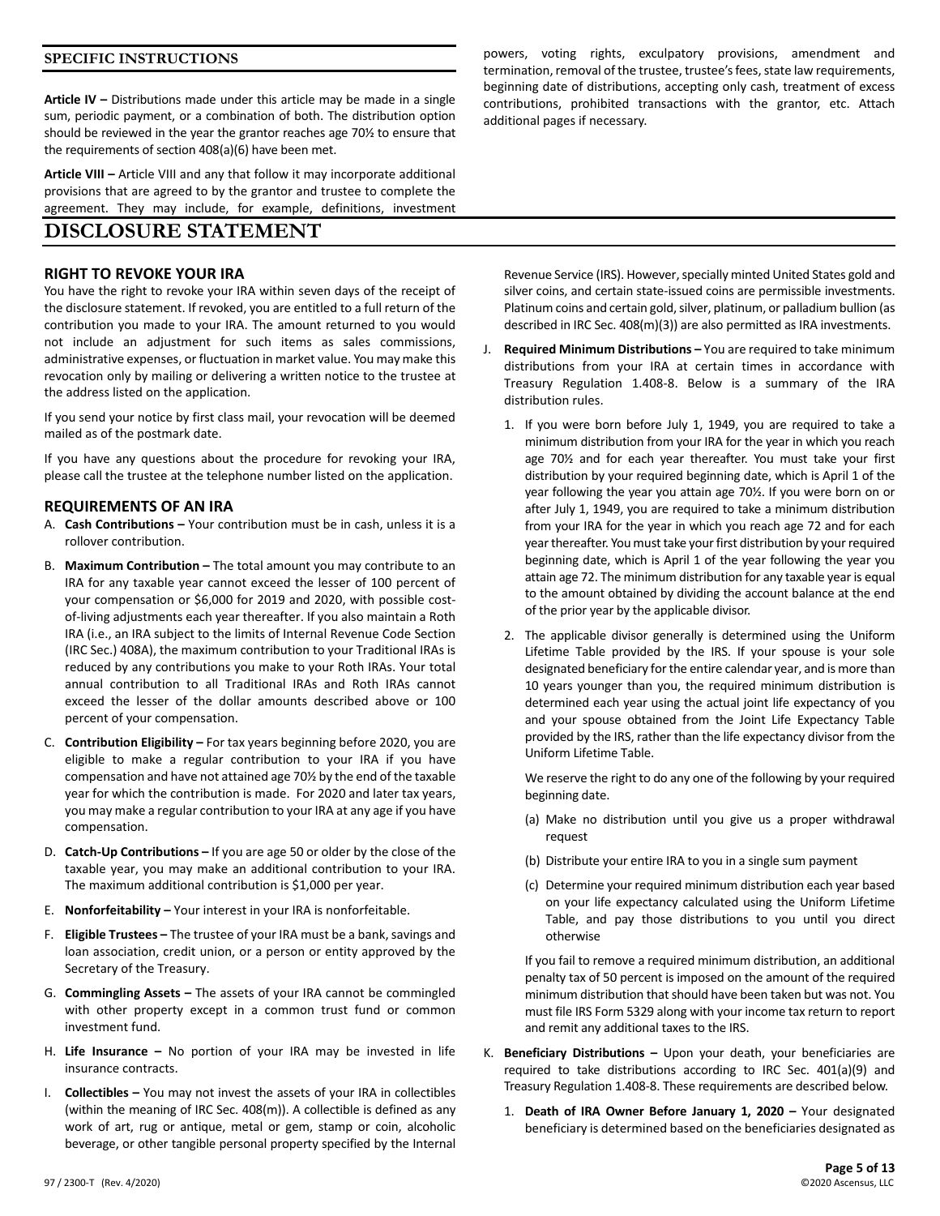### SPECIFIC INSTRUCTIONS

**Article IV –** Distributions made under this article may be made in a single sum, periodic payment, or a combination of both. The distribution option should be reviewed in the year the grantor reaches age 70½ to ensure that the requirements of section 408(a)(6) have been met.

**Article VIII –** Article VIII and any that follow it may incorporate additional provisions that are agreed to by the grantor and trustee to complete the agreement. They may include, for example, definitions, investment powers, voting rights, exculpatory provisions, amendment and termination, removal of the trustee, trustee's fees, state law requirements, beginning date of distributions, accepting only cash, treatment of excess contributions, prohibited transactions with the grantor, etc. Attach additional pages if necessary.

# DISCLOSURE STATEMENT

## RIGHT TO REVOKE YOUR IRA

You have the right to revoke your IRA within seven days of the receipt of the disclosure statement. If revoked, you are entitled to a full return of the contribution you made to your IRA. The amount returned to you would not include an adjustment for such items as sales commissions, administrative expenses, or fluctuation in market value. You may make this revocation only by mailing or delivering a written notice to the trustee at the address listed on the application.

If you send your notice by first class mail, your revocation will be deemed mailed as of the postmark date.

If you have any questions about the procedure for revoking your IRA, please call the trustee at the telephone number listed on the application.

## REQUIREMENTS OF AN IRA

A. **Cash Contributions –** Your contribution must be in cash, unless it is a rollover contribution.

B. **Maximum Contribution –** The total amount you may contribute to an IRA for any taxable year cannot exceed the lesser of 100 percent of your compensation or $6,000 for 2019 and 2020, with possible cost-of-living adjustments each year thereafter. If you also maintain a Roth IRA (i.e., an IRA subject to the limits of Internal Revenue Code Section (IRC Sec.) 408A), the maximum contribution to your Traditional IRAs is reduced by any contributions you make to your Roth IRAs. Your total annual contribution to all Traditional IRAs and Roth IRAs cannot exceed the lesser of the dollar amounts described above or 100 percent of your compensation.

C. **Contribution Eligibility –** For tax years beginning before 2020, you are eligible to make a regular contribution to your IRA if you have compensation and have not attained age 70½ by the end of the taxable year for which the contribution is made. For 2020 and later tax years, you may make a regular contribution to your IRA at any age if you have compensation.

D. **Catch-Up Contributions –** If you are age 50 or older by the close of the taxable year, you may make an additional contribution to your IRA. The maximum additional contribution is $1,000 per year.

E. **Nonforfeitability –** Your interest in your IRA is nonforfeitable.

F. **Eligible Trustees –** The trustee of your IRA must be a bank, savings and loan association, credit union, or a person or entity approved by the Secretary of the Treasury.

G. **Commingling Assets –** The assets of your IRA cannot be commingled with other property except in a common trust fund or common investment fund.

H. **Life Insurance –** No portion of your IRA may be invested in life insurance contracts.

I. **Collectibles –** You may not invest the assets of your IRA in collectibles (within the meaning of IRC Sec. 408(m)). A collectible is defined as any work of art, rug or antique, metal or gem, stamp or coin, alcoholic beverage, or other tangible personal property specified by the Internal Revenue Service (IRS). However, specially minted United States gold and silver coins, and certain state-issued coins are permissible investments. Platinum coins and certain gold, silver, platinum, or palladium bullion (as described in IRC Sec. 408(m)(3)) are also permitted as IRA investments.

J. **Required Minimum Distributions –** You are required to take minimum distributions from your IRA at certain times in accordance with Treasury Regulation 1.408-8. Below is a summary of the IRA distribution rules.

   1. If you were born before July 1, 1949, you are required to take a minimum distribution from your IRA for the year in which you reach age 70½ and for each year thereafter. You must take your first distribution by your required beginning date, which is April 1 of the year following the year you attain age 70½. If you were born on or after July 1, 1949, you are required to take a minimum distribution from your IRA for the year in which you reach age 72 and for each year thereafter. You must take your first distribution by your required beginning date, which is April 1 of the year following the year you attain age 72. The minimum distribution for any taxable year is equal to the amount obtained by dividing the account balance at the end of the prior year by the applicable divisor.

   2. The applicable divisor generally is determined using the Uniform Lifetime Table provided by the IRS. If your spouse is your sole designated beneficiary for the entire calendar year, and is more than 10 years younger than you, the required minimum distribution is determined each year using the actual joint life expectancy of you and your spouse obtained from the Joint Life Expectancy Table provided by the IRS, rather than the life expectancy divisor from the Uniform Lifetime Table.

      We reserve the right to do any one of the following by your required beginning date.

      (a) Make no distribution until you give us a proper withdrawal request

      (b) Distribute your entire IRA to you in a single sum payment

      (c) Determine your required minimum distribution each year based on your life expectancy calculated using the Uniform Lifetime Table, and pay those distributions to you until you direct otherwise

      If you fail to remove a required minimum distribution, an additional penalty tax of 50 percent is imposed on the amount of the required minimum distribution that should have been taken but was not. You must file IRS Form 5329 along with your income tax return to report and remit any additional taxes to the IRS.

K. **Beneficiary Distributions –** Upon your death, your beneficiaries are required to take distributions according to IRC Sec. 401(a)(9) and Treasury Regulation 1.408-8. These requirements are described below.

   1. **Death of IRA Owner Before January 1, 2020 –** Your designated beneficiary is determined based on the beneficiaries designated as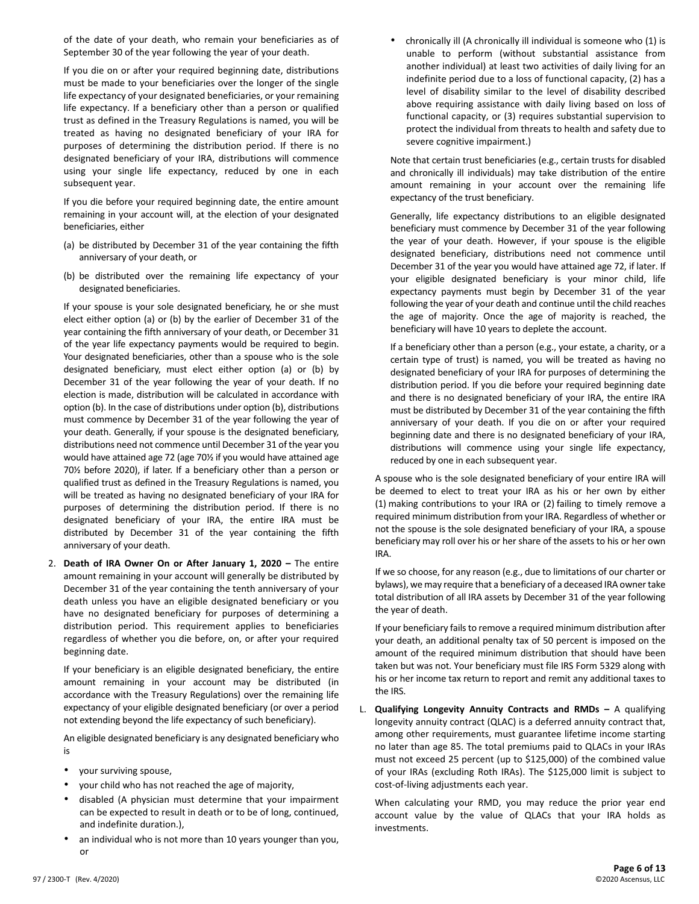of the date of your death, who remain your beneficiaries as of September 30 of the year following the year of your death.

If you die on or after your required beginning date, distributions must be made to your beneficiaries over the longer of the single life expectancy of your designated beneficiaries, or your remaining life expectancy. If a beneficiary other than a person or qualified trust as defined in the Treasury Regulations is named, you will be treated as having no designated beneficiary of your IRA for purposes of determining the distribution period. If there is no designated beneficiary of your IRA, distributions will commence using your single life expectancy, reduced by one in each subsequent year.

If you die before your required beginning date, the entire amount remaining in your account will, at the election of your designated beneficiaries, either

(a) be distributed by December 31 of the year containing the fifth anniversary of your death, or

(b) be distributed over the remaining life expectancy of your designated beneficiaries.

If your spouse is your sole designated beneficiary, he or she must elect either option (a) or (b) by the earlier of December 31 of the year containing the fifth anniversary of your death, or December 31 of the year life expectancy payments would be required to begin. Your designated beneficiaries, other than a spouse who is the sole designated beneficiary, must elect either option (a) or (b) by December 31 of the year following the year of your death. If no election is made, distribution will be calculated in accordance with option (b). In the case of distributions under option (b), distributions must commence by December 31 of the year following the year of your death. Generally, if your spouse is the designated beneficiary, distributions need not commence until December 31 of the year you would have attained age 72 (age 70½ if you would have attained age 70½ before 2020), if later. If a beneficiary other than a person or qualified trust as defined in the Treasury Regulations is named, you will be treated as having no designated beneficiary of your IRA for purposes of determining the distribution period. If there is no designated beneficiary of your IRA, the entire IRA must be distributed by December 31 of the year containing the fifth anniversary of your death.

2. **Death of IRA Owner On or After January 1, 2020 –** The entire amount remaining in your account will generally be distributed by December 31 of the year containing the tenth anniversary of your death unless you have an eligible designated beneficiary or you have no designated beneficiary for purposes of determining a distribution period. This requirement applies to beneficiaries regardless of whether you die before, on, or after your required beginning date.

   If your beneficiary is an eligible designated beneficiary, the entire amount remaining in your account may be distributed (in accordance with the Treasury Regulations) over the remaining life expectancy of your eligible designated beneficiary (or over a period not extending beyond the life expectancy of such beneficiary).

   An eligible designated beneficiary is any designated beneficiary who is

   - your surviving spouse,
   - your child who has not reached the age of majority,
   - disabled (A physician must determine that your impairment can be expected to result in death or to be of long, continued, and indefinite duration.),
   - an individual who is not more than 10 years younger than you, or
   - chronically ill (A chronically ill individual is someone who (1) is unable to perform (without substantial assistance from another individual) at least two activities of daily living for an indefinite period due to a loss of functional capacity, (2) has a level of disability similar to the level of disability described above requiring assistance with daily living based on loss of functional capacity, or (3) requires substantial supervision to protect the individual from threats to health and safety due to severe cognitive impairment.)

   Note that certain trust beneficiaries (e.g., certain trusts for disabled and chronically ill individuals) may take distribution of the entire amount remaining in your account over the remaining life expectancy of the trust beneficiary.

   Generally, life expectancy distributions to an eligible designated beneficiary must commence by December 31 of the year following the year of your death. However, if your spouse is the eligible designated beneficiary, distributions need not commence until December 31 of the year you would have attained age 72, if later. If your eligible designated beneficiary is your minor child, life expectancy payments must begin by December 31 of the year following the year of your death and continue until the child reaches the age of majority. Once the age of majority is reached, the beneficiary will have 10 years to deplete the account.

   If a beneficiary other than a person (e.g., your estate, a charity, or a certain type of trust) is named, you will be treated as having no designated beneficiary of your IRA for purposes of determining the distribution period. If you die before your required beginning date and there is no designated beneficiary of your IRA, the entire IRA must be distributed by December 31 of the year containing the fifth anniversary of your death. If you die on or after your required beginning date and there is no designated beneficiary of your IRA, distributions will commence using your single life expectancy, reduced by one in each subsequent year.

A spouse who is the sole designated beneficiary of your entire IRA will be deemed to elect to treat your IRA as his or her own by either (1) making contributions to your IRA or (2) failing to timely remove a required minimum distribution from your IRA. Regardless of whether or not the spouse is the sole designated beneficiary of your IRA, a spouse beneficiary may roll over his or her share of the assets to his or her own IRA.

If we so choose, for any reason (e.g., due to limitations of our charter or bylaws), we may require that a beneficiary of a deceased IRA owner take total distribution of all IRA assets by December 31 of the year following the year of death.

If your beneficiary fails to remove a required minimum distribution after your death, an additional penalty tax of 50 percent is imposed on the amount of the required minimum distribution that should have been taken but was not. Your beneficiary must file IRS Form 5329 along with his or her income tax return to report and remit any additional taxes to the IRS.

L. **Qualifying Longevity Annuity Contracts and RMDs –** A qualifying longevity annuity contract (QLAC) is a deferred annuity contract that, among other requirements, must guarantee lifetime income starting no later than age 85. The total premiums paid to QLACs in your IRAs must not exceed 25 percent (up to $125,000) of the combined value of your IRAs (excluding Roth IRAs). The $125,000 limit is subject to cost-of-living adjustments each year.

   When calculating your RMD, you may reduce the prior year end account value by the value of QLACs that your IRA holds as investments.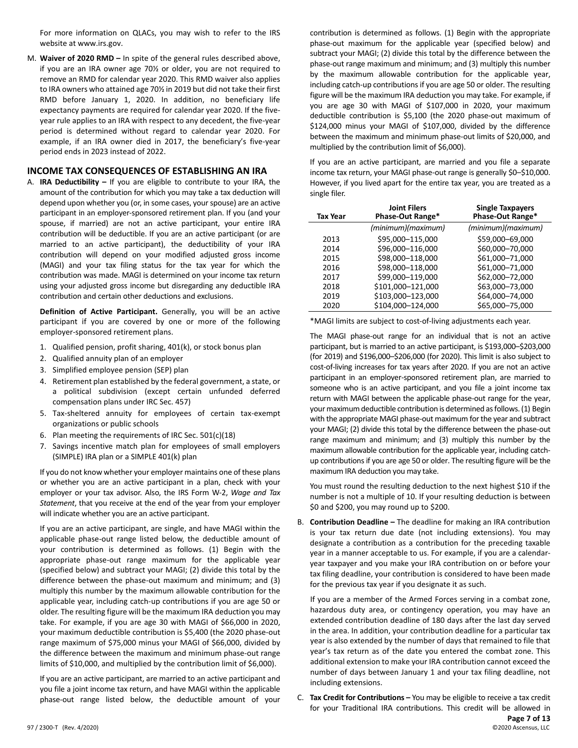For more information on QLACs, you may wish to refer to the IRS website at www.irs.gov.

M. **Waiver of 2020 RMD –** In spite of the general rules described above, if you are an IRA owner age 70½ or older, you are not required to remove an RMD for calendar year 2020. This RMD waiver also applies to IRA owners who attained age 70½ in 2019 but did not take their first RMD before January 1, 2020. In addition, no beneficiary life expectancy payments are required for calendar year 2020. If the five-year rule applies to an IRA with respect to any decedent, the five-year period is determined without regard to calendar year 2020. For example, if an IRA owner died in 2017, the beneficiary's five-year period ends in 2023 instead of 2022.

## INCOME TAX CONSEQUENCES OF ESTABLISHING AN IRA

A. **IRA Deductibility –** If you are eligible to contribute to your IRA, the amount of the contribution for which you may take a tax deduction will depend upon whether you (or, in some cases, your spouse) are an active participant in an employer-sponsored retirement plan. If you (and your spouse, if married) are not an active participant, your entire IRA contribution will be deductible. If you are an active participant (or are married to an active participant), the deductibility of your IRA contribution will depend on your modified adjusted gross income (MAGI) and your tax filing status for the tax year for which the contribution was made. MAGI is determined on your income tax return using your adjusted gross income but disregarding any deductible IRA contribution and certain other deductions and exclusions.

   **Definition of Active Participant.** Generally, you will be an active participant if you are covered by one or more of the following employer-sponsored retirement plans.

   1. Qualified pension, profit sharing, 401(k), or stock bonus plan
   2. Qualified annuity plan of an employer
   3. Simplified employee pension (SEP) plan
   4. Retirement plan established by the federal government, a state, or a political subdivision (except certain unfunded deferred compensation plans under IRC Sec. 457)
   5. Tax-sheltered annuity for employees of certain tax-exempt organizations or public schools
   6. Plan meeting the requirements of IRC Sec. 501(c)(18)
   7. Savings incentive match plan for employees of small employers (SIMPLE) IRA plan or a SIMPLE 401(k) plan

   If you do not know whether your employer maintains one of these plans or whether you are an active participant in a plan, check with your employer or your tax advisor. Also, the IRS Form W-2, *Wage and Tax Statement*, that you receive at the end of the year from your employer will indicate whether you are an active participant.

   If you are an active participant, are single, and have MAGI within the applicable phase-out range listed below, the deductible amount of your contribution is determined as follows. (1) Begin with the appropriate phase-out range maximum for the applicable year (specified below) and subtract your MAGI; (2) divide this total by the difference between the phase-out maximum and minimum; and (3) multiply this number by the maximum allowable contribution for the applicable year, including catch-up contributions if you are age 50 or older. The resulting figure will be the maximum IRA deduction you may take. For example, if you are age 30 with MAGI of $66,000 in 2020, your maximum deductible contribution is $5,400 (the 2020 phase-out range maximum of $75,000 minus your MAGI of $66,000, divided by the difference between the maximum and minimum phase-out range limits of $10,000, and multiplied by the contribution limit of $6,000).

   If you are an active participant, are married to an active participant and you file a joint income tax return, and have MAGI within the applicable phase-out range listed below, the deductible amount of your contribution is determined as follows. (1) Begin with the appropriate phase-out maximum for the applicable year (specified below) and subtract your MAGI; (2) divide this total by the difference between the phase-out range maximum and minimum; and (3) multiply this number by the maximum allowable contribution for the applicable year, including catch-up contributions if you are age 50 or older. The resulting figure will be the maximum IRA deduction you may take. For example, if you are age 30 with MAGI of $107,000 in 2020, your maximum deductible contribution is $5,100 (the 2020 phase-out maximum of $124,000 minus your MAGI of $107,000, divided by the difference between the maximum and minimum phase-out limits of $20,000, and multiplied by the contribution limit of $6,000).

   If you are an active participant, are married and you file a separate income tax return, your MAGI phase-out range is generally $0–$10,000. However, if you lived apart for the entire tax year, you are treated as a single filer.

| Tax Year | Joint Filers Phase-Out Range* | Single Taxpayers Phase-Out Range* |
|---|---|---|
| | *(minimum)(maximum)* | *(minimum)(maximum)* |
| 2013 | $95,000–115,000 | $59,000–69,000 |
| 2014 | $96,000–116,000 | $60,000–70,000 |
| 2015 | $98,000–118,000 | $61,000–71,000 |
| 2016 | $98,000–118,000 | $61,000–71,000 |
| 2017 | $99,000–119,000 | $62,000–72,000 |
| 2018 | $101,000–121,000 | $63,000–73,000 |
| 2019 | $103,000–123,000 | $64,000–74,000 |
| 2020 | $104,000–124,000 | $65,000–75,000 |

   *MAGI limits are subject to cost-of-living adjustments each year.

   The MAGI phase-out range for an individual that is not an active participant, but is married to an active participant, is $193,000–$203,000 (for 2019) and $196,000–$206,000 (for 2020). This limit is also subject to cost-of-living increases for tax years after 2020. If you are not an active participant in an employer-sponsored retirement plan, are married to someone who is an active participant, and you file a joint income tax return with MAGI between the applicable phase-out range for the year, your maximum deductible contribution is determined as follows. (1) Begin with the appropriate MAGI phase-out maximum for the year and subtract your MAGI; (2) divide this total by the difference between the phase-out range maximum and minimum; and (3) multiply this number by the maximum allowable contribution for the applicable year, including catch-up contributions if you are age 50 or older. The resulting figure will be the maximum IRA deduction you may take.

   You must round the resulting deduction to the next highest $10 if the number is not a multiple of 10. If your resulting deduction is between $0 and $200, you may round up to $200.

B. **Contribution Deadline –** The deadline for making an IRA contribution is your tax return due date (not including extensions). You may designate a contribution as a contribution for the preceding taxable year in a manner acceptable to us. For example, if you are a calendar-year taxpayer and you make your IRA contribution on or before your tax filing deadline, your contribution is considered to have been made for the previous tax year if you designate it as such.

   If you are a member of the Armed Forces serving in a combat zone, hazardous duty area, or contingency operation, you may have an extended contribution deadline of 180 days after the last day served in the area. In addition, your contribution deadline for a particular tax year is also extended by the number of days that remained to file that year's tax return as of the date you entered the combat zone. This additional extension to make your IRA contribution cannot exceed the number of days between January 1 and your tax filing deadline, not including extensions.

C. **Tax Credit for Contributions –** You may be eligible to receive a tax credit for your Traditional IRA contributions. This credit will be allowed in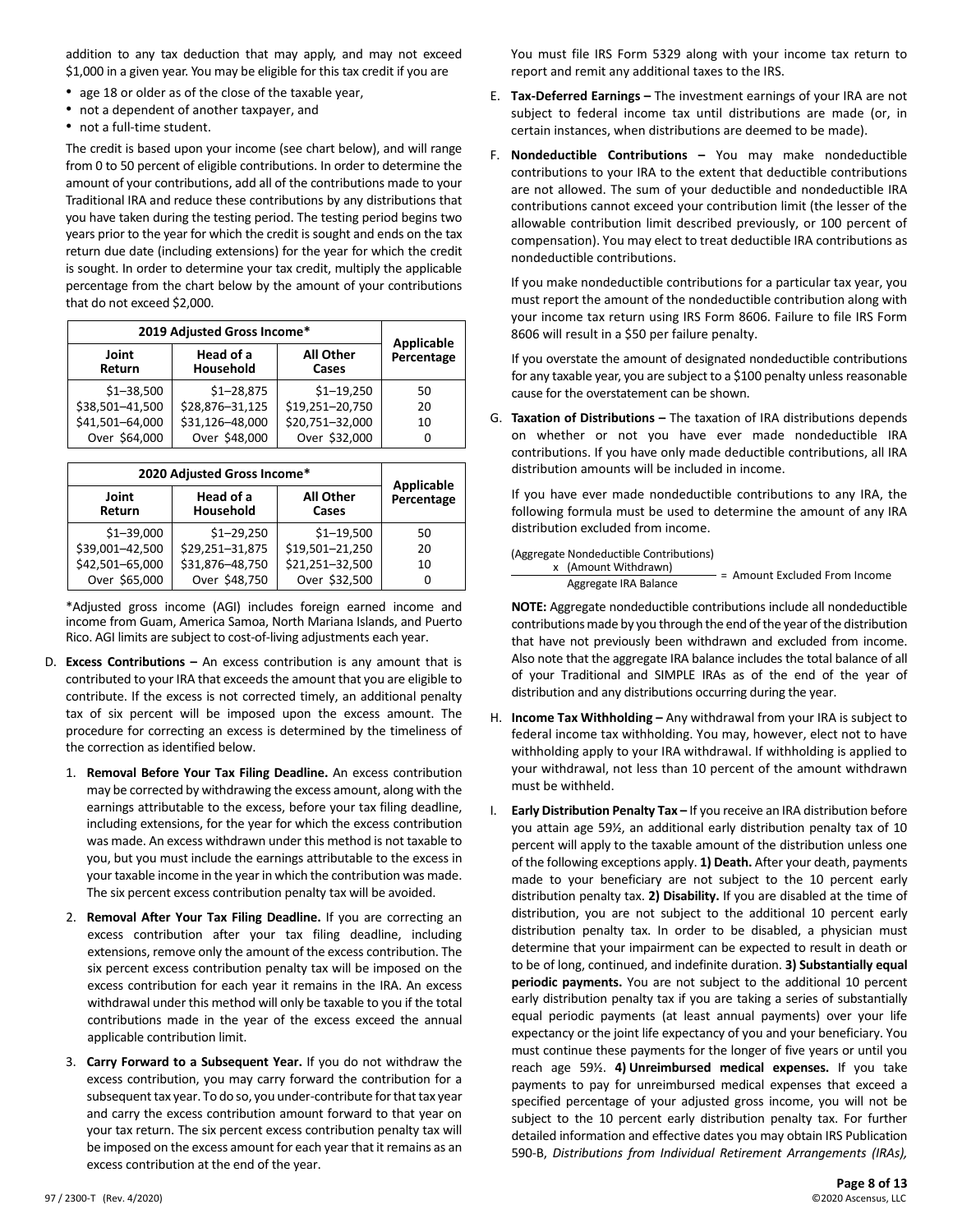addition to any tax deduction that may apply, and may not exceed $1,000 in a given year. You may be eligible for this tax credit if you are

- age 18 or older as of the close of the taxable year,
- not a dependent of another taxpayer, and
- not a full-time student.

The credit is based upon your income (see chart below), and will range from 0 to 50 percent of eligible contributions. In order to determine the amount of your contributions, add all of the contributions made to your Traditional IRA and reduce these contributions by any distributions that you have taken during the testing period. The testing period begins two years prior to the year for which the credit is sought and ends on the tax return due date (including extensions) for the year for which the credit is sought. In order to determine your tax credit, multiply the applicable percentage from the chart below by the amount of your contributions that do not exceed $2,000.

| 2019 Adjusted Gross Income* | | | Applicable Percentage |
|---|---|---|---|
| Joint Return | Head of a Household | All Other Cases | |
| $1–38,500 | $1–28,875 | $1–19,250 | 50 |
| $38,501–41,500 | $28,876–31,125 | $19,251–20,750 | 20 |
| $41,501–64,000 | $31,126–48,000 | $20,751–32,000 | 10 |
| Over $64,000 | Over $48,000 | Over $32,000 | 0 |

| 2020 Adjusted Gross Income* | | | Applicable Percentage |
|---|---|---|---|
| Joint Return | Head of a Household | All Other Cases | |
| $1–39,000 | $1–29,250 | $1–19,500 | 50 |
| $39,001–42,500 | $29,251–31,875 | $19,501–21,250 | 20 |
| $42,501–65,000 | $31,876–48,750 | $21,251–32,500 | 10 |
| Over $65,000 | Over $48,750 | Over $32,500 | 0 |

*Adjusted gross income (AGI) includes foreign earned income and income from Guam, America Samoa, North Mariana Islands, and Puerto Rico. AGI limits are subject to cost-of-living adjustments each year.

D. **Excess Contributions –** An excess contribution is any amount that is contributed to your IRA that exceeds the amount that you are eligible to contribute. If the excess is not corrected timely, an additional penalty tax of six percent will be imposed upon the excess amount. The procedure for correcting an excess is determined by the timeliness of the correction as identified below.

   1. **Removal Before Your Tax Filing Deadline.** An excess contribution may be corrected by withdrawing the excess amount, along with the earnings attributable to the excess, before your tax filing deadline, including extensions, for the year for which the excess contribution was made. An excess withdrawn under this method is not taxable to you, but you must include the earnings attributable to the excess in your taxable income in the year in which the contribution was made. The six percent excess contribution penalty tax will be avoided.

   2. **Removal After Your Tax Filing Deadline.** If you are correcting an excess contribution after your tax filing deadline, including extensions, remove only the amount of the excess contribution. The six percent excess contribution penalty tax will be imposed on the excess contribution for each year it remains in the IRA. An excess withdrawal under this method will only be taxable to you if the total contributions made in the year of the excess exceed the annual applicable contribution limit.

   3. **Carry Forward to a Subsequent Year.** If you do not withdraw the excess contribution, you may carry forward the contribution for a subsequent tax year. To do so, you under-contribute for that tax year and carry the excess contribution amount forward to that year on your tax return. The six percent excess contribution penalty tax will be imposed on the excess amount for each year that it remains as an excess contribution at the end of the year.

   You must file IRS Form 5329 along with your income tax return to report and remit any additional taxes to the IRS.

E. **Tax-Deferred Earnings –** The investment earnings of your IRA are not subject to federal income tax until distributions are made (or, in certain instances, when distributions are deemed to be made).

F. **Nondeductible Contributions –** You may make nondeductible contributions to your IRA to the extent that deductible contributions are not allowed. The sum of your deductible and nondeductible IRA contributions cannot exceed your contribution limit (the lesser of the allowable contribution limit described previously, or 100 percent of compensation). You may elect to treat deductible IRA contributions as nondeductible contributions.

   If you make nondeductible contributions for a particular tax year, you must report the amount of the nondeductible contribution along with your income tax return using IRS Form 8606. Failure to file IRS Form 8606 will result in a $50 per failure penalty.

   If you overstate the amount of designated nondeductible contributions for any taxable year, you are subject to a $100 penalty unless reasonable cause for the overstatement can be shown.

G. **Taxation of Distributions –** The taxation of IRA distributions depends on whether or not you have ever made nondeductible IRA contributions. If you have only made deductible contributions, all IRA distribution amounts will be included in income.

   If you have ever made nondeductible contributions to any IRA, the following formula must be used to determine the amount of any IRA distribution excluded from income.

$$\frac{\text{(Aggregate Nondeductible Contributions)} \times \text{(Amount Withdrawn)}}{\text{Aggregate IRA Balance}} = \text{Amount Excluded From Income}$$

   **NOTE:** Aggregate nondeductible contributions include all nondeductible contributions made by you through the end of the year of the distribution that have not previously been withdrawn and excluded from income. Also note that the aggregate IRA balance includes the total balance of all of your Traditional and SIMPLE IRAs as of the end of the year of distribution and any distributions occurring during the year.

H. **Income Tax Withholding –** Any withdrawal from your IRA is subject to federal income tax withholding. You may, however, elect not to have withholding apply to your IRA withdrawal. If withholding is applied to your withdrawal, not less than 10 percent of the amount withdrawn must be withheld.

I. **Early Distribution Penalty Tax –** If you receive an IRA distribution before you attain age 59½, an additional early distribution penalty tax of 10 percent will apply to the taxable amount of the distribution unless one of the following exceptions apply. **1) Death.** After your death, payments made to your beneficiary are not subject to the 10 percent early distribution penalty tax. **2) Disability.** If you are disabled at the time of distribution, you are not subject to the additional 10 percent early distribution penalty tax. In order to be disabled, a physician must determine that your impairment can be expected to result in death or to be of long, continued, and indefinite duration. **3) Substantially equal periodic payments.** You are not subject to the additional 10 percent early distribution penalty tax if you are taking a series of substantially equal periodic payments (at least annual payments) over your life expectancy or the joint life expectancy of you and your beneficiary. You must continue these payments for the longer of five years or until you reach age 59½. **4) Unreimbursed medical expenses.** If you take payments to pay for unreimbursed medical expenses that exceed a specified percentage of your adjusted gross income, you will not be subject to the 10 percent early distribution penalty tax. For further detailed information and effective dates you may obtain IRS Publication 590-B, *Distributions from Individual Retirement Arrangements (IRAs),*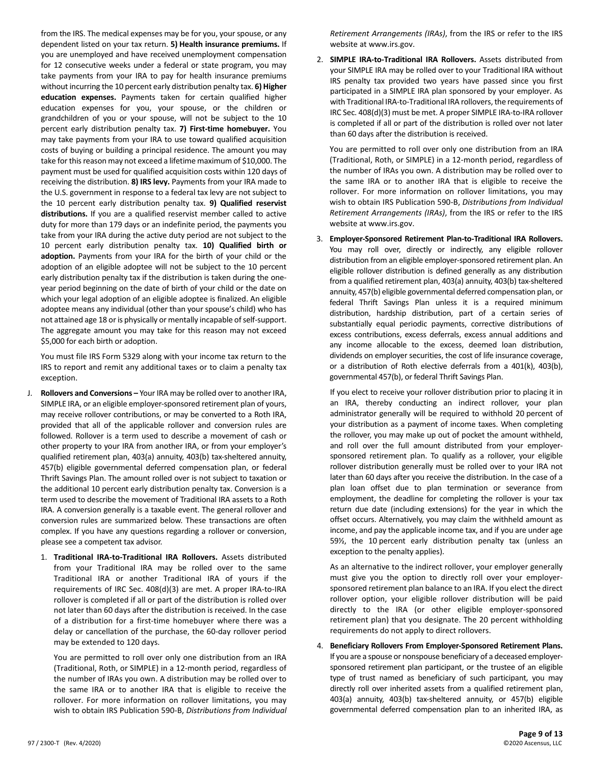from the IRS. The medical expenses may be for you, your spouse, or any dependent listed on your tax return. **5) Health insurance premiums.** If you are unemployed and have received unemployment compensation for 12 consecutive weeks under a federal or state program, you may take payments from your IRA to pay for health insurance premiums without incurring the 10 percent early distribution penalty tax. **6) Higher education expenses.** Payments taken for certain qualified higher education expenses for you, your spouse, or the children or grandchildren of you or your spouse, will not be subject to the 10 percent early distribution penalty tax. **7) First-time homebuyer.** You may take payments from your IRA to use toward qualified acquisition costs of buying or building a principal residence. The amount you may take for this reason may not exceed a lifetime maximum of $10,000. The payment must be used for qualified acquisition costs within 120 days of receiving the distribution. **8) IRS levy.** Payments from your IRA made to the U.S. government in response to a federal tax levy are not subject to the 10 percent early distribution penalty tax. **9) Qualified reservist distributions.** If you are a qualified reservist member called to active duty for more than 179 days or an indefinite period, the payments you take from your IRA during the active duty period are not subject to the 10 percent early distribution penalty tax. **10) Qualified birth or adoption.** Payments from your IRA for the birth of your child or the adoption of an eligible adoptee will not be subject to the 10 percent early distribution penalty tax if the distribution is taken during the one-year period beginning on the date of birth of your child or the date on which your legal adoption of an eligible adoptee is finalized. An eligible adoptee means any individual (other than your spouse's child) who has not attained age 18 or is physically or mentally incapable of self-support. The aggregate amount you may take for this reason may not exceed $5,000 for each birth or adoption.

You must file IRS Form 5329 along with your income tax return to the IRS to report and remit any additional taxes or to claim a penalty tax exception.

J. **Rollovers and Conversions –** Your IRA may be rolled over to another IRA, SIMPLE IRA, or an eligible employer-sponsored retirement plan of yours, may receive rollover contributions, or may be converted to a Roth IRA, provided that all of the applicable rollover and conversion rules are followed. Rollover is a term used to describe a movement of cash or other property to your IRA from another IRA, or from your employer's qualified retirement plan, 403(a) annuity, 403(b) tax-sheltered annuity, 457(b) eligible governmental deferred compensation plan, or federal Thrift Savings Plan. The amount rolled over is not subject to taxation or the additional 10 percent early distribution penalty tax. Conversion is a term used to describe the movement of Traditional IRA assets to a Roth IRA. A conversion generally is a taxable event. The general rollover and conversion rules are summarized below. These transactions are often complex. If you have any questions regarding a rollover or conversion, please see a competent tax advisor.

1. **Traditional IRA-to-Traditional IRA Rollovers.** Assets distributed from your Traditional IRA may be rolled over to the same Traditional IRA or another Traditional IRA of yours if the requirements of IRC Sec. 408(d)(3) are met. A proper IRA-to-IRA rollover is completed if all or part of the distribution is rolled over not later than 60 days after the distribution is received. In the case of a distribution for a first-time homebuyer where there was a delay or cancellation of the purchase, the 60-day rollover period may be extended to 120 days.

   You are permitted to roll over only one distribution from an IRA (Traditional, Roth, or SIMPLE) in a 12-month period, regardless of the number of IRAs you own. A distribution may be rolled over to the same IRA or to another IRA that is eligible to receive the rollover. For more information on rollover limitations, you may wish to obtain IRS Publication 590-B, *Distributions from Individual Retirement Arrangements (IRAs)*, from the IRS or refer to the IRS website at www.irs.gov.

2. **SIMPLE IRA-to-Traditional IRA Rollovers.** Assets distributed from your SIMPLE IRA may be rolled over to your Traditional IRA without IRS penalty tax provided two years have passed since you first participated in a SIMPLE IRA plan sponsored by your employer. As with Traditional IRA-to-Traditional IRA rollovers, the requirements of IRC Sec. 408(d)(3) must be met. A proper SIMPLE IRA-to-IRA rollover is completed if all or part of the distribution is rolled over not later than 60 days after the distribution is received.

   You are permitted to roll over only one distribution from an IRA (Traditional, Roth, or SIMPLE) in a 12-month period, regardless of the number of IRAs you own. A distribution may be rolled over to the same IRA or to another IRA that is eligible to receive the rollover. For more information on rollover limitations, you may wish to obtain IRS Publication 590-B, *Distributions from Individual Retirement Arrangements (IRAs)*, from the IRS or refer to the IRS website at www.irs.gov.

3. **Employer-Sponsored Retirement Plan-to-Traditional IRA Rollovers.** You may roll over, directly or indirectly, any eligible rollover distribution from an eligible employer-sponsored retirement plan. An eligible rollover distribution is defined generally as any distribution from a qualified retirement plan, 403(a) annuity, 403(b) tax-sheltered annuity, 457(b) eligible governmental deferred compensation plan, or federal Thrift Savings Plan unless it is a required minimum distribution, hardship distribution, part of a certain series of substantially equal periodic payments, corrective distributions of excess contributions, excess deferrals, excess annual additions and any income allocable to the excess, deemed loan distribution, dividends on employer securities, the cost of life insurance coverage, or a distribution of Roth elective deferrals from a 401(k), 403(b), governmental 457(b), or federal Thrift Savings Plan.

   If you elect to receive your rollover distribution prior to placing it in an IRA, thereby conducting an indirect rollover, your plan administrator generally will be required to withhold 20 percent of your distribution as a payment of income taxes. When completing the rollover, you may make up out of pocket the amount withheld, and roll over the full amount distributed from your employer-sponsored retirement plan. To qualify as a rollover, your eligible rollover distribution generally must be rolled over to your IRA not later than 60 days after you receive the distribution. In the case of a plan loan offset due to plan termination or severance from employment, the deadline for completing the rollover is your tax return due date (including extensions) for the year in which the offset occurs. Alternatively, you may claim the withheld amount as income, and pay the applicable income tax, and if you are under age 59½, the 10 percent early distribution penalty tax (unless an exception to the penalty applies).

   As an alternative to the indirect rollover, your employer generally must give you the option to directly roll over your employer-sponsored retirement plan balance to an IRA. If you elect the direct rollover option, your eligible rollover distribution will be paid directly to the IRA (or other eligible employer-sponsored retirement plan) that you designate. The 20 percent withholding requirements do not apply to direct rollovers.

4. **Beneficiary Rollovers From Employer-Sponsored Retirement Plans.** If you are a spouse or nonspouse beneficiary of a deceased employer-sponsored retirement plan participant, or the trustee of an eligible type of trust named as beneficiary of such participant, you may directly roll over inherited assets from a qualified retirement plan, 403(a) annuity, 403(b) tax-sheltered annuity, or 457(b) eligible governmental deferred compensation plan to an inherited IRA, as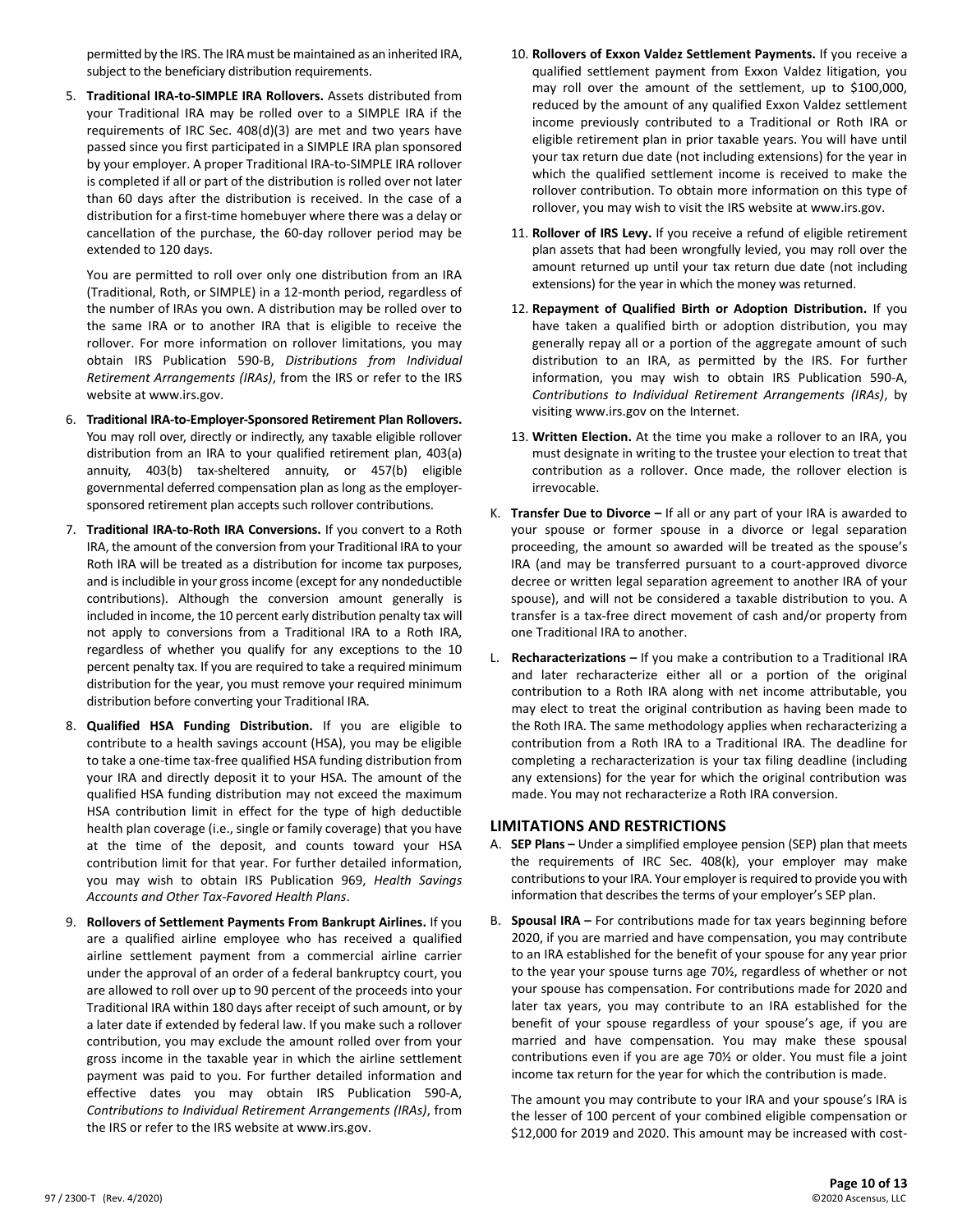permitted by the IRS. The IRA must be maintained as an inherited IRA, subject to the beneficiary distribution requirements.

5. **Traditional IRA-to-SIMPLE IRA Rollovers.** Assets distributed from your Traditional IRA may be rolled over to a SIMPLE IRA if the requirements of IRC Sec. 408(d)(3) are met and two years have passed since you first participated in a SIMPLE IRA plan sponsored by your employer. A proper Traditional IRA-to-SIMPLE IRA rollover is completed if all or part of the distribution is rolled over not later than 60 days after the distribution is received. In the case of a distribution for a first-time homebuyer where there was a delay or cancellation of the purchase, the 60-day rollover period may be extended to 120 days.

   You are permitted to roll over only one distribution from an IRA (Traditional, Roth, or SIMPLE) in a 12-month period, regardless of the number of IRAs you own. A distribution may be rolled over to the same IRA or to another IRA that is eligible to receive the rollover. For more information on rollover limitations, you may obtain IRS Publication 590-B, *Distributions from Individual Retirement Arrangements (IRAs)*, from the IRS or refer to the IRS website at www.irs.gov.

6. **Traditional IRA-to-Employer-Sponsored Retirement Plan Rollovers.** You may roll over, directly or indirectly, any taxable eligible rollover distribution from an IRA to your qualified retirement plan, 403(a) annuity, 403(b) tax-sheltered annuity, or 457(b) eligible governmental deferred compensation plan as long as the employer-sponsored retirement plan accepts such rollover contributions.

7. **Traditional IRA-to-Roth IRA Conversions.** If you convert to a Roth IRA, the amount of the conversion from your Traditional IRA to your Roth IRA will be treated as a distribution for income tax purposes, and is includible in your gross income (except for any nondeductible contributions). Although the conversion amount generally is included in income, the 10 percent early distribution penalty tax will not apply to conversions from a Traditional IRA to a Roth IRA, regardless of whether you qualify for any exceptions to the 10 percent penalty tax. If you are required to take a required minimum distribution for the year, you must remove your required minimum distribution before converting your Traditional IRA.

8. **Qualified HSA Funding Distribution.** If you are eligible to contribute to a health savings account (HSA), you may be eligible to take a one-time tax-free qualified HSA funding distribution from your IRA and directly deposit it to your HSA. The amount of the qualified HSA funding distribution may not exceed the maximum HSA contribution limit in effect for the type of high deductible health plan coverage (i.e., single or family coverage) that you have at the time of the deposit, and counts toward your HSA contribution limit for that year. For further detailed information, you may wish to obtain IRS Publication 969, *Health Savings Accounts and Other Tax-Favored Health Plans*.

9. **Rollovers of Settlement Payments From Bankrupt Airlines.** If you are a qualified airline employee who has received a qualified airline settlement payment from a commercial airline carrier under the approval of an order of a federal bankruptcy court, you are allowed to roll over up to 90 percent of the proceeds into your Traditional IRA within 180 days after receipt of such amount, or by a later date if extended by federal law. If you make such a rollover contribution, you may exclude the amount rolled over from your gross income in the taxable year in which the airline settlement payment was paid to you. For further detailed information and effective dates you may obtain IRS Publication 590-A, *Contributions to Individual Retirement Arrangements (IRAs)*, from the IRS or refer to the IRS website at www.irs.gov.

10. **Rollovers of Exxon Valdez Settlement Payments.** If you receive a qualified settlement payment from Exxon Valdez litigation, you may roll over the amount of the settlement, up to $100,000, reduced by the amount of any qualified Exxon Valdez settlement income previously contributed to a Traditional or Roth IRA or eligible retirement plan in prior taxable years. You will have until your tax return due date (not including extensions) for the year in which the qualified settlement income is received to make the rollover contribution. To obtain more information on this type of rollover, you may wish to visit the IRS website at www.irs.gov.

11. **Rollover of IRS Levy.** If you receive a refund of eligible retirement plan assets that had been wrongfully levied, you may roll over the amount returned up until your tax return due date (not including extensions) for the year in which the money was returned.

12. **Repayment of Qualified Birth or Adoption Distribution.** If you have taken a qualified birth or adoption distribution, you may generally repay all or a portion of the aggregate amount of such distribution to an IRA, as permitted by the IRS. For further information, you may wish to obtain IRS Publication 590-A, *Contributions to Individual Retirement Arrangements (IRAs)*, by visiting www.irs.gov on the Internet.

13. **Written Election.** At the time you make a rollover to an IRA, you must designate in writing to the trustee your election to treat that contribution as a rollover. Once made, the rollover election is irrevocable.

K. **Transfer Due to Divorce –** If all or any part of your IRA is awarded to your spouse or former spouse in a divorce or legal separation proceeding, the amount so awarded will be treated as the spouse's IRA (and may be transferred pursuant to a court-approved divorce decree or written legal separation agreement to another IRA of your spouse), and will not be considered a taxable distribution to you. A transfer is a tax-free direct movement of cash and/or property from one Traditional IRA to another.

L. **Recharacterizations –** If you make a contribution to a Traditional IRA and later recharacterize either all or a portion of the original contribution to a Roth IRA along with net income attributable, you may elect to treat the original contribution as having been made to the Roth IRA. The same methodology applies when recharacterizing a contribution from a Roth IRA to a Traditional IRA. The deadline for completing a recharacterization is your tax filing deadline (including any extensions) for the year for which the original contribution was made. You may not recharacterize a Roth IRA conversion.

## LIMITATIONS AND RESTRICTIONS

A. **SEP Plans –** Under a simplified employee pension (SEP) plan that meets the requirements of IRC Sec. 408(k), your employer may make contributions to your IRA. Your employer is required to provide you with information that describes the terms of your employer's SEP plan.

B. **Spousal IRA –** For contributions made for tax years beginning before 2020, if you are married and have compensation, you may contribute to an IRA established for the benefit of your spouse for any year prior to the year your spouse turns age 70½, regardless of whether or not your spouse has compensation. For contributions made for 2020 and later tax years, you may contribute to an IRA established for the benefit of your spouse regardless of your spouse's age, if you are married and have compensation. You may make these spousal contributions even if you are age 70½ or older. You must file a joint income tax return for the year for which the contribution is made.

   The amount you may contribute to your IRA and your spouse's IRA is the lesser of 100 percent of your combined eligible compensation or $12,000 for 2019 and 2020. This amount may be increased with cost-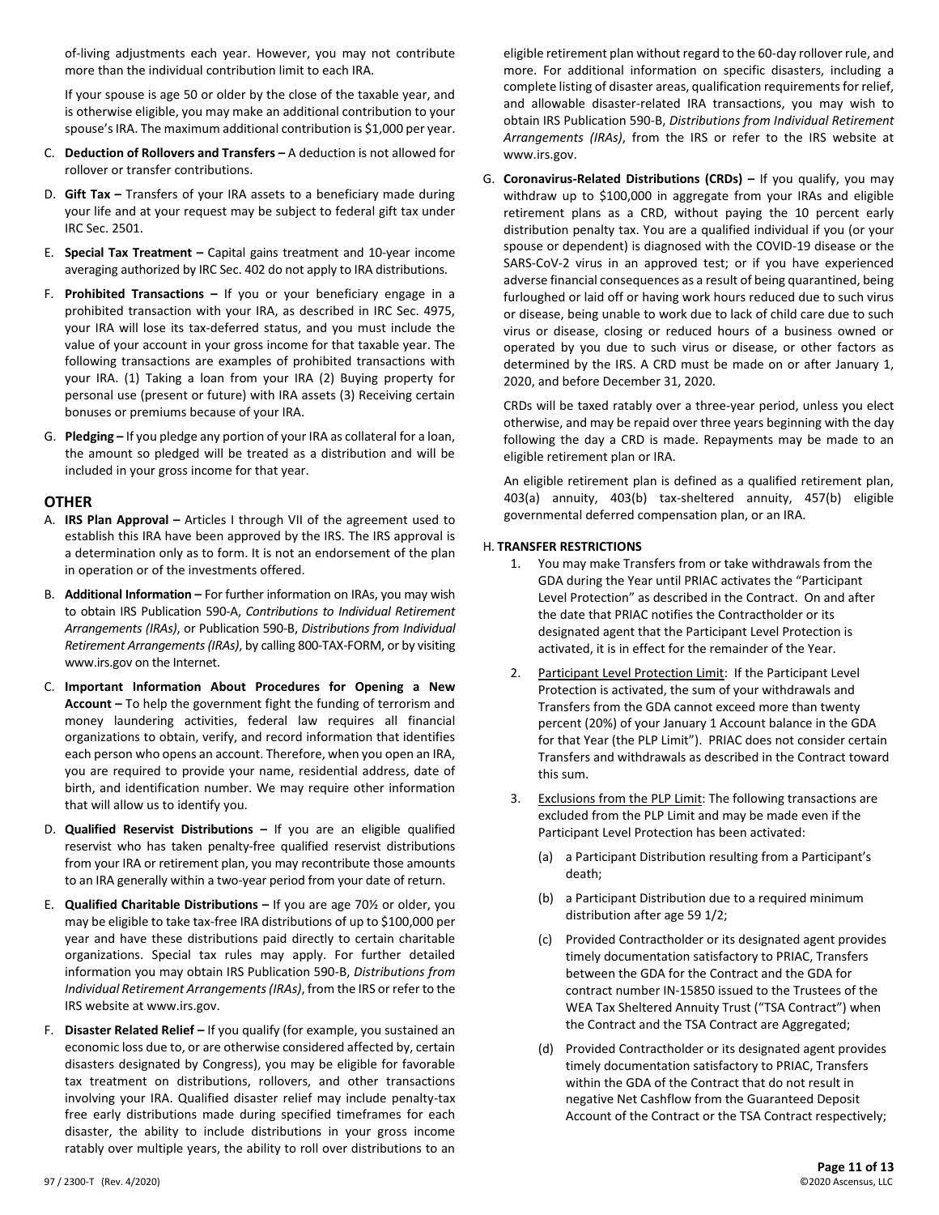of-living adjustments each year. However, you may not contribute more than the individual contribution limit to each IRA.

If your spouse is age 50 or older by the close of the taxable year, and is otherwise eligible, you may make an additional contribution to your spouse's IRA. The maximum additional contribution is $1,000 per year.

C. **Deduction of Rollovers and Transfers –** A deduction is not allowed for rollover or transfer contributions.

D. **Gift Tax –** Transfers of your IRA assets to a beneficiary made during your life and at your request may be subject to federal gift tax under IRC Sec. 2501.

E. **Special Tax Treatment –** Capital gains treatment and 10-year income averaging authorized by IRC Sec. 402 do not apply to IRA distributions.

F. **Prohibited Transactions –** If you or your beneficiary engage in a prohibited transaction with your IRA, as described in IRC Sec. 4975, your IRA will lose its tax-deferred status, and you must include the value of your account in your gross income for that taxable year. The following transactions are examples of prohibited transactions with your IRA. (1) Taking a loan from your IRA (2) Buying property for personal use (present or future) with IRA assets (3) Receiving certain bonuses or premiums because of your IRA.

G. **Pledging –** If you pledge any portion of your IRA as collateral for a loan, the amount so pledged will be treated as a distribution and will be included in your gross income for that year.

## OTHER

A. **IRS Plan Approval –** Articles I through VII of the agreement used to establish this IRA have been approved by the IRS. The IRS approval is a determination only as to form. It is not an endorsement of the plan in operation or of the investments offered.

B. **Additional Information –** For further information on IRAs, you may wish to obtain IRS Publication 590-A, *Contributions to Individual Retirement Arrangements (IRAs)*, or Publication 590-B, *Distributions from Individual Retirement Arrangements (IRAs)*, by calling 800-TAX-FORM, or by visiting www.irs.gov on the Internet.

C. **Important Information About Procedures for Opening a New Account –** To help the government fight the funding of terrorism and money laundering activities, federal law requires all financial organizations to obtain, verify, and record information that identifies each person who opens an account. Therefore, when you open an IRA, you are required to provide your name, residential address, date of birth, and identification number. We may require other information that will allow us to identify you.

D. **Qualified Reservist Distributions –** If you are an eligible qualified reservist who has taken penalty-free qualified reservist distributions from your IRA or retirement plan, you may recontribute those amounts to an IRA generally within a two-year period from your date of return.

E. **Qualified Charitable Distributions –** If you are age 70½ or older, you may be eligible to take tax-free IRA distributions of up to $100,000 per year and have these distributions paid directly to certain charitable organizations. Special tax rules may apply. For further detailed information you may obtain IRS Publication 590-B, *Distributions from Individual Retirement Arrangements (IRAs)*, from the IRS or refer to the IRS website at www.irs.gov.

F. **Disaster Related Relief –** If you qualify (for example, you sustained an economic loss due to, or are otherwise considered affected by, certain disasters designated by Congress), you may be eligible for favorable tax treatment on distributions, rollovers, and other transactions involving your IRA. Qualified disaster relief may include penalty-tax free early distributions made during specified timeframes for each disaster, the ability to include distributions in your gross income ratably over multiple years, the ability to roll over distributions to an eligible retirement plan without regard to the 60-day rollover rule, and more. For additional information on specific disasters, including a complete listing of disaster areas, qualification requirements for relief, and allowable disaster-related IRA transactions, you may wish to obtain IRS Publication 590-B, *Distributions from Individual Retirement Arrangements (IRAs)*, from the IRS or refer to the IRS website at www.irs.gov.

G. **Coronavirus-Related Distributions (CRDs) –** If you qualify, you may withdraw up to $100,000 in aggregate from your IRAs and eligible retirement plans as a CRD, without paying the 10 percent early distribution penalty tax. You are a qualified individual if you (or your spouse or dependent) is diagnosed with the COVID-19 disease or the SARS-CoV-2 virus in an approved test; or if you have experienced adverse financial consequences as a result of being quarantined, being furloughed or laid off or having work hours reduced due to such virus or disease, being unable to work due to lack of child care due to such virus or disease, closing or reduced hours of a business owned or operated by you due to such virus or disease, or other factors as determined by the IRS. A CRD must be made on or after January 1, 2020, and before December 31, 2020.

CRDs will be taxed ratably over a three-year period, unless you elect otherwise, and may be repaid over three years beginning with the day following the day a CRD is made. Repayments may be made to an eligible retirement plan or IRA.

An eligible retirement plan is defined as a qualified retirement plan, 403(a) annuity, 403(b) tax-sheltered annuity, 457(b) eligible governmental deferred compensation plan, or an IRA.

H. **TRANSFER RESTRICTIONS**

1. You may make Transfers from or take withdrawals from the GDA during the Year until PRIAC activates the "Participant Level Protection" as described in the Contract. On and after the date that PRIAC notifies the Contractholder or its designated agent that the Participant Level Protection is activated, it is in effect for the remainder of the Year.

2. Participant Level Protection Limit: If the Participant Level Protection is activated, the sum of your withdrawals and Transfers from the GDA cannot exceed more than twenty percent (20%) of your January 1 Account balance in the GDA for that Year (the PLP Limit"). PRIAC does not consider certain Transfers and withdrawals as described in the Contract toward this sum.

3. Exclusions from the PLP Limit: The following transactions are excluded from the PLP Limit and may be made even if the Participant Level Protection has been activated:

   (a) a Participant Distribution resulting from a Participant's death;

   (b) a Participant Distribution due to a required minimum distribution after age 59 1/2;

   (c) Provided Contractholder or its designated agent provides timely documentation satisfactory to PRIAC, Transfers between the GDA for the Contract and the GDA for contract number IN-15850 issued to the Trustees of the WEA Tax Sheltered Annuity Trust ("TSA Contract") when the Contract and the TSA Contract are Aggregated;

   (d) Provided Contractholder or its designated agent provides timely documentation satisfactory to PRIAC, Transfers within the GDA of the Contract that do not result in negative Net Cashflow from the Guaranteed Deposit Account of the Contract or the TSA Contract respectively;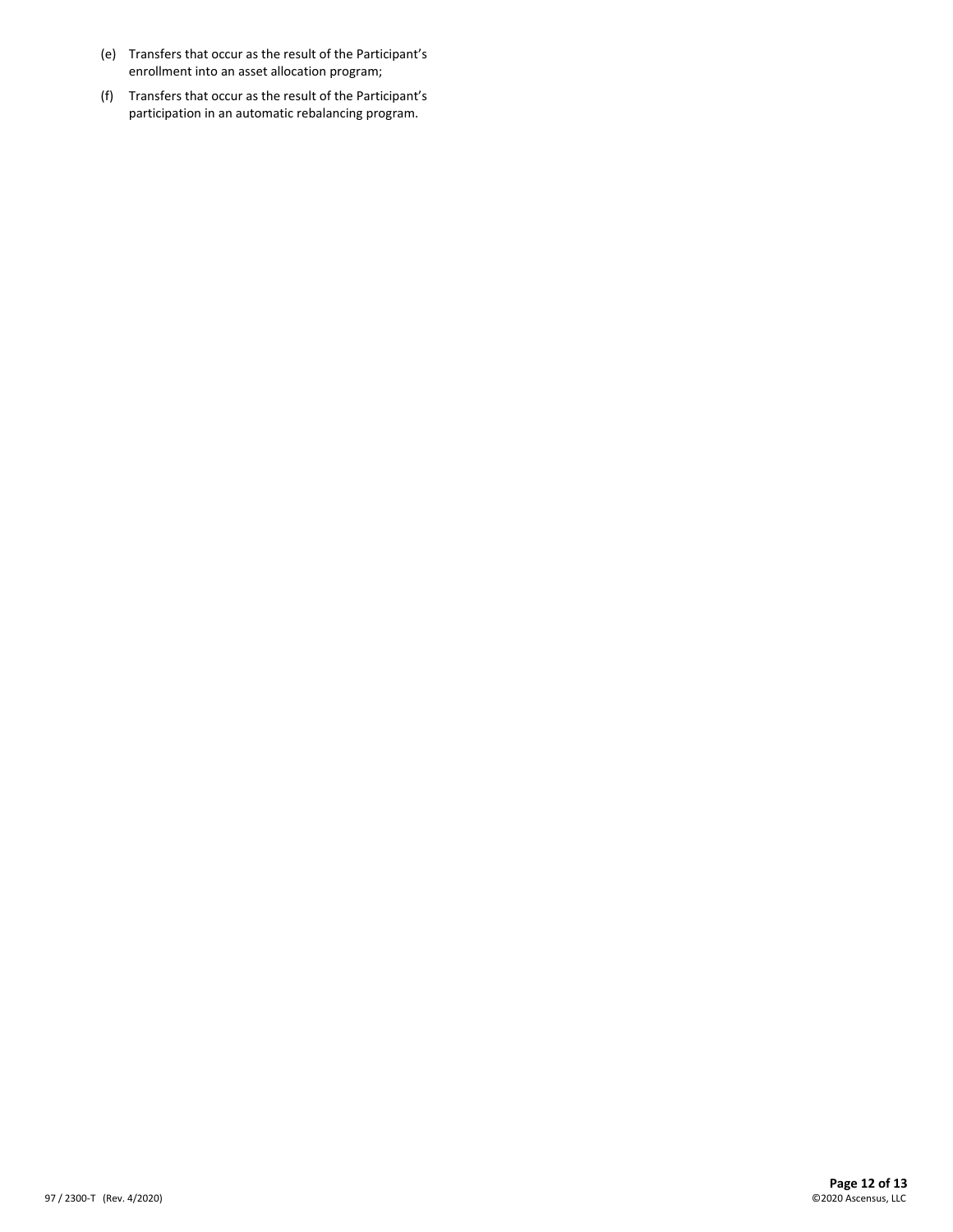(e) Transfers that occur as the result of the Participant's enrollment into an asset allocation program;

(f) Transfers that occur as the result of the Participant's participation in an automatic rebalancing program.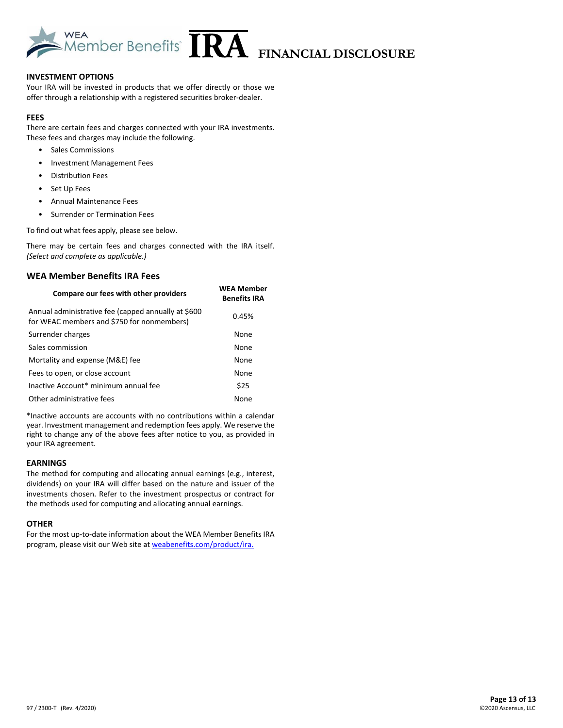# IRA FINANCIAL DISCLOSURE

### INVESTMENT OPTIONS

Your IRA will be invested in products that we offer directly or those we offer through a relationship with a registered securities broker-dealer.

### FEES

There are certain fees and charges connected with your IRA investments. These fees and charges may include the following.

- Sales Commissions
- Investment Management Fees
- Distribution Fees
- Set Up Fees
- Annual Maintenance Fees
- Surrender or Termination Fees

To find out what fees apply, please see below.

There may be certain fees and charges connected with the IRA itself. *(Select and complete as applicable.)*

## WEA Member Benefits IRA Fees

| Compare our fees with other providers | WEA Member Benefits IRA |
|---|---|
| Annual administrative fee (capped annually at $600 for WEAC members and $750 for nonmembers) | 0.45% |
| Surrender charges | None |
| Sales commission | None |
| Mortality and expense (M&E) fee | None |
| Fees to open, or close account | None |
| Inactive Account* minimum annual fee | $25 |
| Other administrative fees | None |

*Inactive accounts are accounts with no contributions within a calendar year. Investment management and redemption fees apply. We reserve the right to change any of the above fees after notice to you, as provided in your IRA agreement.

### EARNINGS

The method for computing and allocating annual earnings (e.g., interest, dividends) on your IRA will differ based on the nature and issuer of the investments chosen. Refer to the investment prospectus or contract for the methods used for computing and allocating annual earnings.

### OTHER

For the most up-to-date information about the WEA Member Benefits IRA program, please visit our Web site at weabenefits.com/product/ira.

97 / 2300-T (Rev. 4/2020)

©2020 Ascensus, LLC